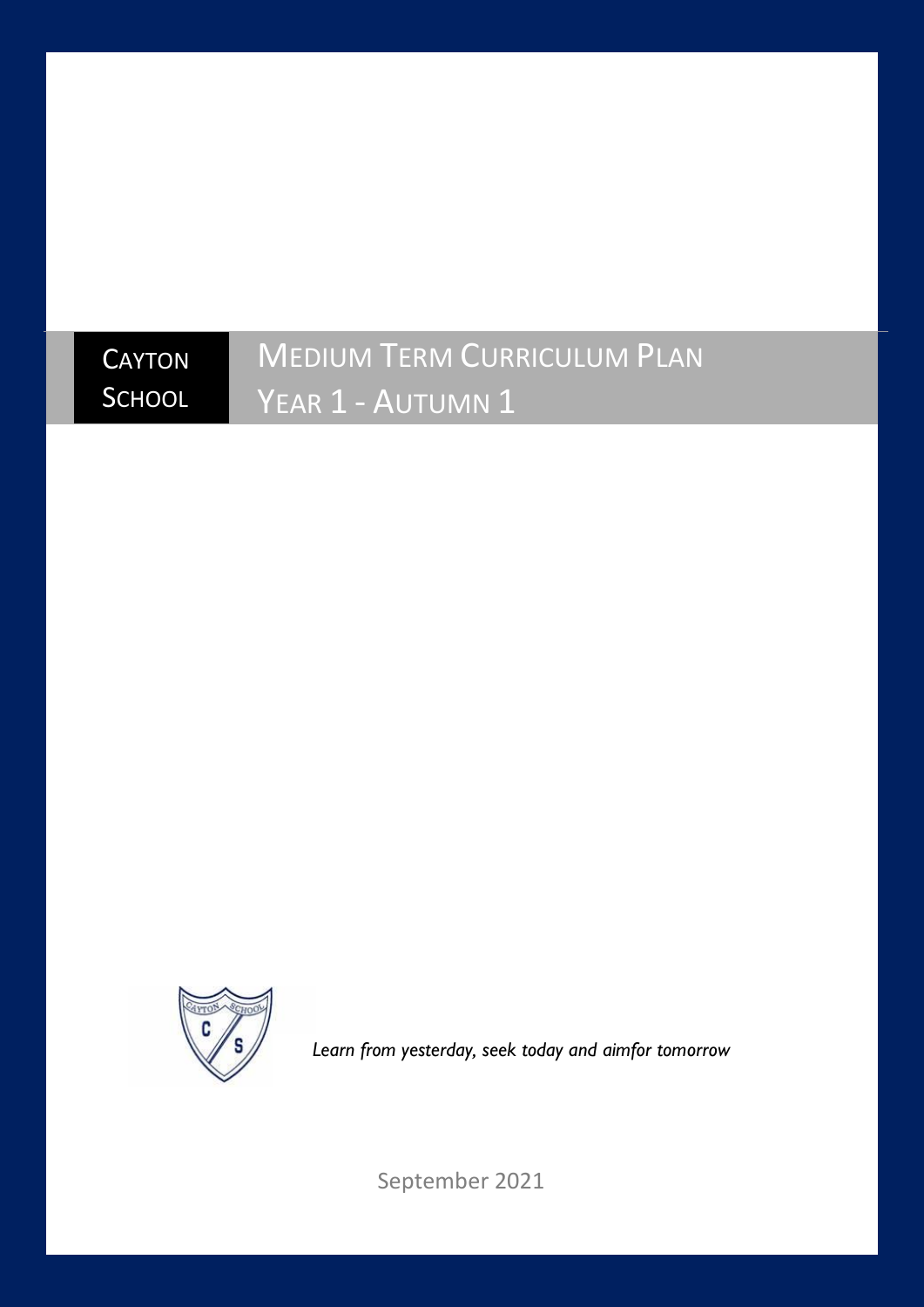Cayton School

# Medium Term Curriculum Plan
## Year 1 - Autumn 1

*Learn from yesterday, seek today and aimfor tomorrow*

September 2021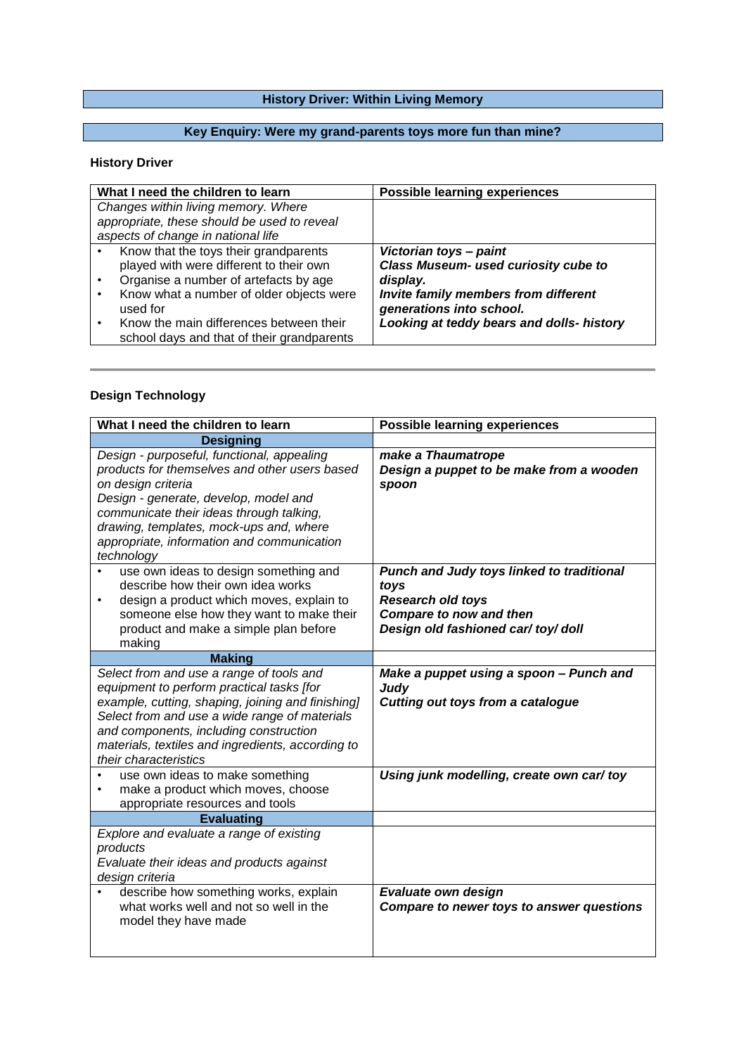## History Driver: Within Living Memory

## Key Enquiry: Were my grand-parents toys more fun than mine?

### History Driver

| What I need the children to learn | Possible learning experiences |
| --- | --- |
| *Changes within living memory. Where appropriate, these should be used to reveal aspects of change in national life* | |
| • Know that the toys their grandparents played with were different to their own<br>• Organise a number of artefacts by age<br>• Know what a number of older objects were used for<br>• Know the main differences between their school days and that of their grandparents | ***Victorian toys – paint***<br>***Class Museum- used curiosity cube to display.***<br>***Invite family members from different generations into school.***<br>***Looking at teddy bears and dolls- history*** |

---

### Design Technology

| What I need the children to learn | Possible learning experiences |
| --- | --- |
| **Designing** | |
| *Design - purposeful, functional, appealing products for themselves and other users based on design criteria*<br>*Design - generate, develop, model and communicate their ideas through talking, drawing, templates, mock-ups and, where appropriate, information and communication technology* | ***make a Thaumatrope***<br>***Design a puppet to be make from a wooden spoon*** |
| • use own ideas to design something and describe how their own idea works<br>• design a product which moves, explain to someone else how they want to make their product and make a simple plan before making | ***Punch and Judy toys linked to traditional toys***<br>***Research old toys***<br>***Compare to now and then***<br>***Design old fashioned car/ toy/ doll*** |
| **Making** | |
| *Select from and use a range of tools and equipment to perform practical tasks [for example, cutting, shaping, joining and finishing]*<br>*Select from and use a wide range of materials and components, including construction materials, textiles and ingredients, according to their characteristics* | ***Make a puppet using a spoon – Punch and Judy***<br>***Cutting out toys from a catalogue*** |
| • use own ideas to make something<br>• make a product which moves, choose appropriate resources and tools | ***Using junk modelling, create own car/ toy*** |
| **Evaluating** | |
| *Explore and evaluate a range of existing products*<br>*Evaluate their ideas and products against design criteria* | |
| • describe how something works, explain what works well and not so well in the model they have made | ***Evaluate own design***<br>***Compare to newer toys to answer questions*** |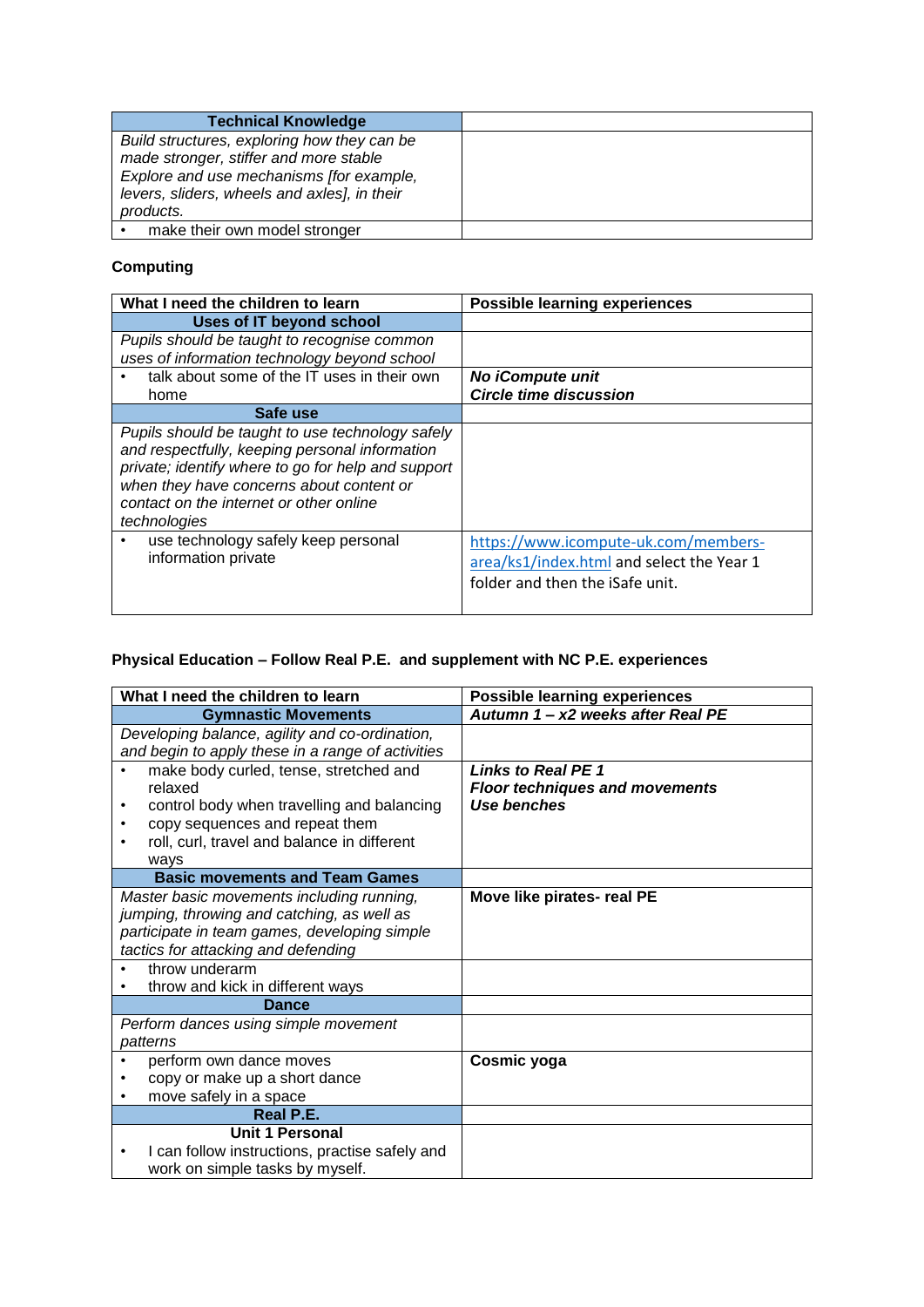| Technical Knowledge | |
|---|---|
| *Build structures, exploring how they can be made stronger, stiffer and more stable Explore and use mechanisms [for example, levers, sliders, wheels and axles], in their products.* | |
| • make their own model stronger | |

**Computing**

| What I need the children to learn | Possible learning experiences |
|---|---|
| **Uses of IT beyond school** | |
| *Pupils should be taught to recognise common uses of information technology beyond school* | |
| • talk about some of the IT uses in their own home | ***No iCompute unit*** <br> ***Circle time discussion*** |
| **Safe use** | |
| *Pupils should be taught to use technology safely and respectfully, keeping personal information private; identify where to go for help and support when they have concerns about content or contact on the internet or other online technologies* | |
| • use technology safely keep personal information private | https://www.icompute-uk.com/members-area/ks1/index.html and select the Year 1 folder and then the iSafe unit. |

**Physical Education – Follow Real P.E. and supplement with NC P.E. experiences**

| What I need the children to learn | Possible learning experiences |
|---|---|
| **Gymnastic Movements** | ***Autumn 1 – x2 weeks after Real PE*** |
| *Developing balance, agility and co-ordination, and begin to apply these in a range of activities* | |
| • make body curled, tense, stretched and relaxed <br> • control body when travelling and balancing <br> • copy sequences and repeat them <br> • roll, curl, travel and balance in different ways | ***Links to Real PE 1*** <br> ***Floor techniques and movements*** <br> ***Use benches*** |
| **Basic movements and Team Games** | |
| *Master basic movements including running, jumping, throwing and catching, as well as participate in team games, developing simple tactics for attacking and defending* | **Move like pirates- real PE** |
| • throw underarm <br> • throw and kick in different ways | |
| **Dance** | |
| *Perform dances using simple movement patterns* | |
| • perform own dance moves <br> • copy or make up a short dance <br> • move safely in a space | **Cosmic yoga** |
| **Real P.E.** | |
| **Unit 1 Personal** <br> • I can follow instructions, practise safely and work on simple tasks by myself. | |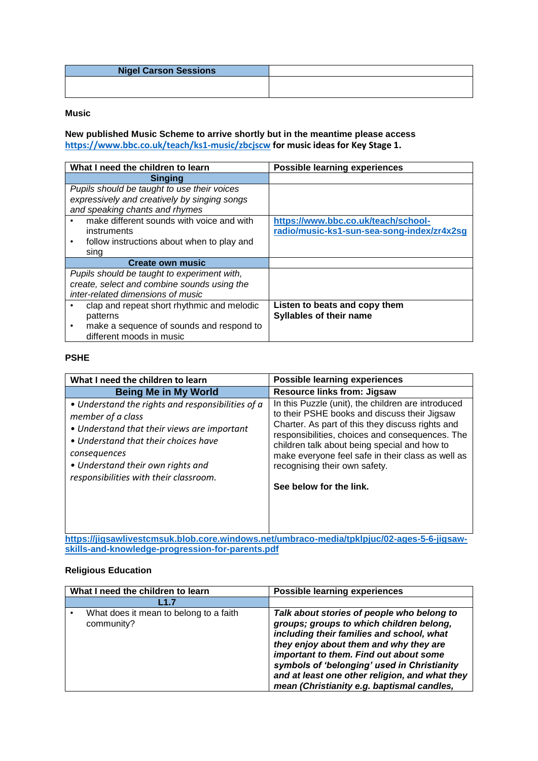| **Nigel Carson Sessions** | |
|---|---|
| | |

**Music**

**New published Music Scheme to arrive shortly but in the meantime please access https://www.bbc.co.uk/teach/ks1-music/zbcjscw for music ideas for Key Stage 1.**

| **What I need the children to learn** | **Possible learning experiences** |
|---|---|
| **Singing** | |
| *Pupils should be taught to use their voices expressively and creatively by singing songs and speaking chants and rhymes* | |
| • make different sounds with voice and with instruments<br>• follow instructions about when to play and sing | **https://www.bbc.co.uk/teach/school-radio/music-ks1-sun-sea-song-index/zr4x2sg** |
| **Create own music** | |
| *Pupils should be taught to experiment with, create, select and combine sounds using the inter-related dimensions of music* | |
| • clap and repeat short rhythmic and melodic patterns<br>• make a sequence of sounds and respond to different moods in music | **Listen to beats and copy them**<br>**Syllables of their name** |

**PSHE**

| **What I need the children to learn** | **Possible learning experiences** |
|---|---|
| **Being Me in My World** | **Resource links from: Jigsaw** |
| *• Understand the rights and responsibilities of a member of a class*<br>*• Understand that their views are important*<br>*• Understand that their choices have consequences*<br>*• Understand their own rights and responsibilities with their classroom.* | In this Puzzle (unit), the children are introduced to their PSHE books and discuss their Jigsaw Charter. As part of this they discuss rights and responsibilities, choices and consequences. The children talk about being special and how to make everyone feel safe in their class as well as recognising their own safety.<br><br>**See below for the link.** |

**https://jigsawlivestcmsuk.blob.core.windows.net/umbraco-media/tpklpjuc/02-ages-5-6-jigsaw-skills-and-knowledge-progression-for-parents.pdf**

**Religious Education**

| **What I need the children to learn** | **Possible learning experiences** |
|---|---|
| **L1.7** | |
| • What does it mean to belong to a faith community? | ***Talk about stories of people who belong to groups; groups to which children belong, including their families and school, what they enjoy about them and why they are important to them. Find out about some symbols of 'belonging' used in Christianity and at least one other religion, and what they mean (Christianity e.g. baptismal candles,*** |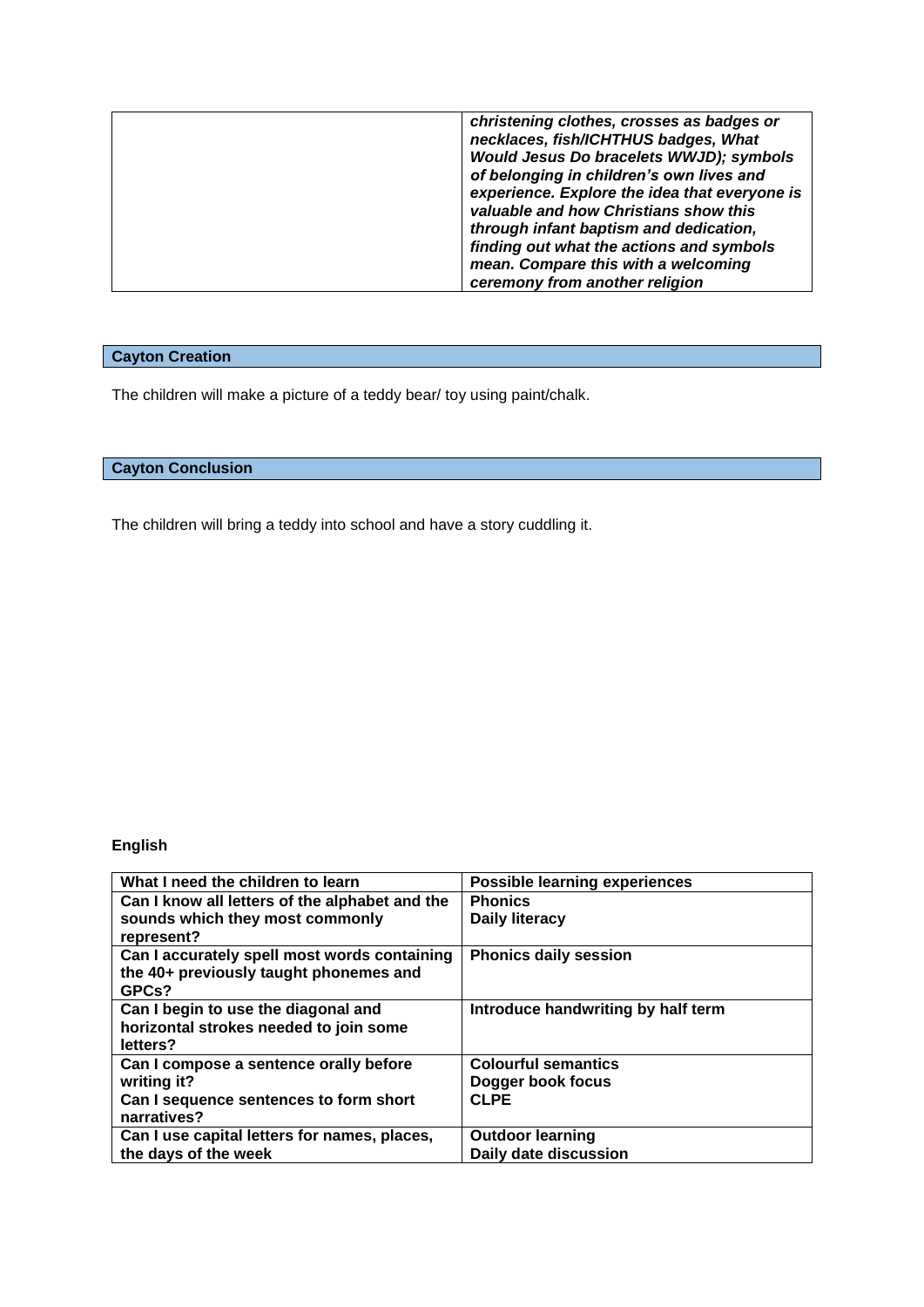| | |
|---|---|
| | ***christening clothes, crosses as badges or necklaces, fish/ICHTHUS badges, What Would Jesus Do bracelets WWJD); symbols of belonging in children's own lives and experience. Explore the idea that everyone is valuable and how Christians show this through infant baptism and dedication, finding out what the actions and symbols mean. Compare this with a welcoming ceremony from another religion*** |

**Cayton Creation**

The children will make a picture of a teddy bear/ toy using paint/chalk.

**Cayton Conclusion**

The children will bring a teddy into school and have a story cuddling it.

**English**

| What I need the children to learn | Possible learning experiences |
|---|---|
| **Can I know all letters of the alphabet and the sounds which they most commonly represent?** | **Phonics**<br>**Daily literacy** |
| **Can I accurately spell most words containing the 40+ previously taught phonemes and GPCs?** | **Phonics daily session** |
| **Can I begin to use the diagonal and horizontal strokes needed to join some letters?** | **Introduce handwriting by half term** |
| **Can I compose a sentence orally before writing it?**<br>**Can I sequence sentences to form short narratives?** | **Colourful semantics**<br>**Dogger book focus**<br>**CLPE** |
| **Can I use capital letters for names, places, the days of the week** | **Outdoor learning**<br>**Daily date discussion** |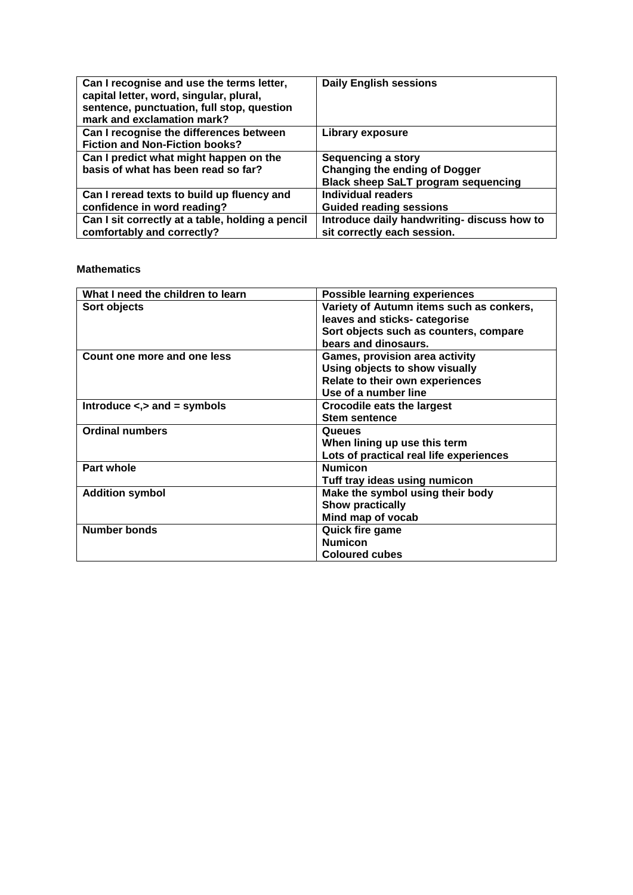| Can I recognise and use the terms letter, capital letter, word, singular, plural, sentence, punctuation, full stop, question mark and exclamation mark? | Daily English sessions |
|---|---|
| Can I recognise the differences between Fiction and Non-Fiction books? | Library exposure |
| Can I predict what might happen on the basis of what has been read so far? | Sequencing a story<br>Changing the ending of Dogger<br>Black sheep SaLT program sequencing |
| Can I reread texts to build up fluency and confidence in word reading? | Individual readers<br>Guided reading sessions |
| Can I sit correctly at a table, holding a pencil comfortably and correctly? | Introduce daily handwriting- discuss how to sit correctly each session. |

**Mathematics**

| What I need the children to learn | Possible learning experiences |
|---|---|
| Sort objects | Variety of Autumn items such as conkers, leaves and sticks- categorise<br>Sort objects such as counters, compare bears and dinosaurs. |
| Count one more and one less | Games, provision area activity<br>Using objects to show visually<br>Relate to their own experiences<br>Use of a number line |
| Introduce <,> and = symbols | Crocodile eats the largest<br>Stem sentence |
| Ordinal numbers | Queues<br>When lining up use this term<br>Lots of practical real life experiences |
| Part whole | Numicon<br>Tuff tray ideas using numicon |
| Addition symbol | Make the symbol using their body<br>Show practically<br>Mind map of vocab |
| Number bonds | Quick fire game<br>Numicon<br>Coloured cubes |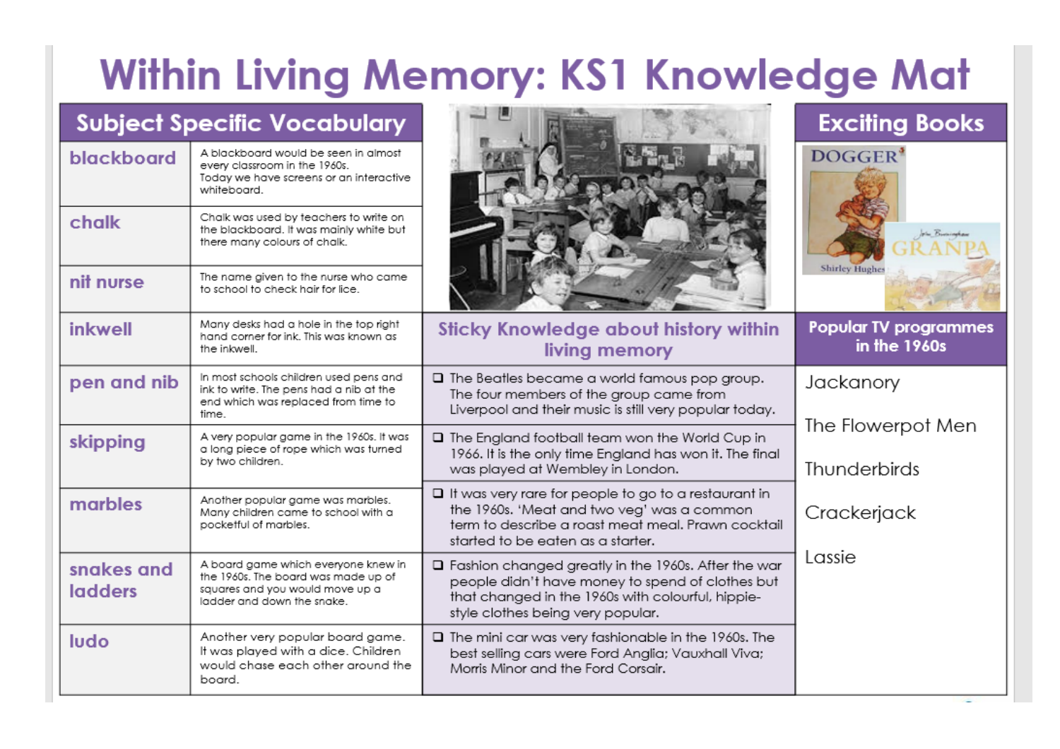# Within Living Memory: KS1 Knowledge Mat

## Subject Specific Vocabulary

| | |
|---|---|
| **blackboard** | A blackboard would be seen in almost every classroom in the 1960s. Today we have screens or an interactive whiteboard. |
| **chalk** | Chalk was used by teachers to write on the blackboard. It was mainly white but there many colours of chalk. |
| **nit nurse** | The name given to the nurse who came to school to check hair for lice. |
| **inkwell** | Many desks had a hole in the top right hand corner for ink. This was known as the inkwell. |
| **pen and nib** | In most schools children used pens and ink to write. The pens had a nib at the end which was replaced from time to time. |
| **skipping** | A very popular game in the 1960s. It was a long piece of rope which was turned by two children. |
| **marbles** | Another popular game was marbles. Many children came to school with a pocketful of marbles. |
| **snakes and ladders** | A board game which everyone knew in the 1960s. The board was made up of squares and you would move up a ladder and down the snake. |
| **ludo** | Another very popular board game. It was played with a dice. Children would chase each other around the board. |

## Sticky Knowledge about history within living memory

- The Beatles became a world famous pop group. The four members of the group came from Liverpool and their music is still very popular today.
- The England football team won the World Cup in 1966. It is the only time England has won it. The final was played at Wembley in London.
- It was very rare for people to go to a restaurant in the 1960s. 'Meat and two veg' was a common term to describe a roast meat meal. Prawn cocktail started to be eaten as a starter.
- Fashion changed greatly in the 1960s. After the war people didn't have money to spend of clothes but that changed in the 1960s with colourful, hippie-style clothes being very popular.
- The mini car was very fashionable in the 1960s. The best selling cars were Ford Anglia; Vauxhall Viva; Morris Minor and the Ford Corsair.

## Exciting Books

DOGGER – Shirley Hughes

GRANPA – John Burningham

## Popular TV programmes in the 1960s

- Jackanory
- The Flowerpot Men
- Thunderbirds
- Crackerjack
- Lassie